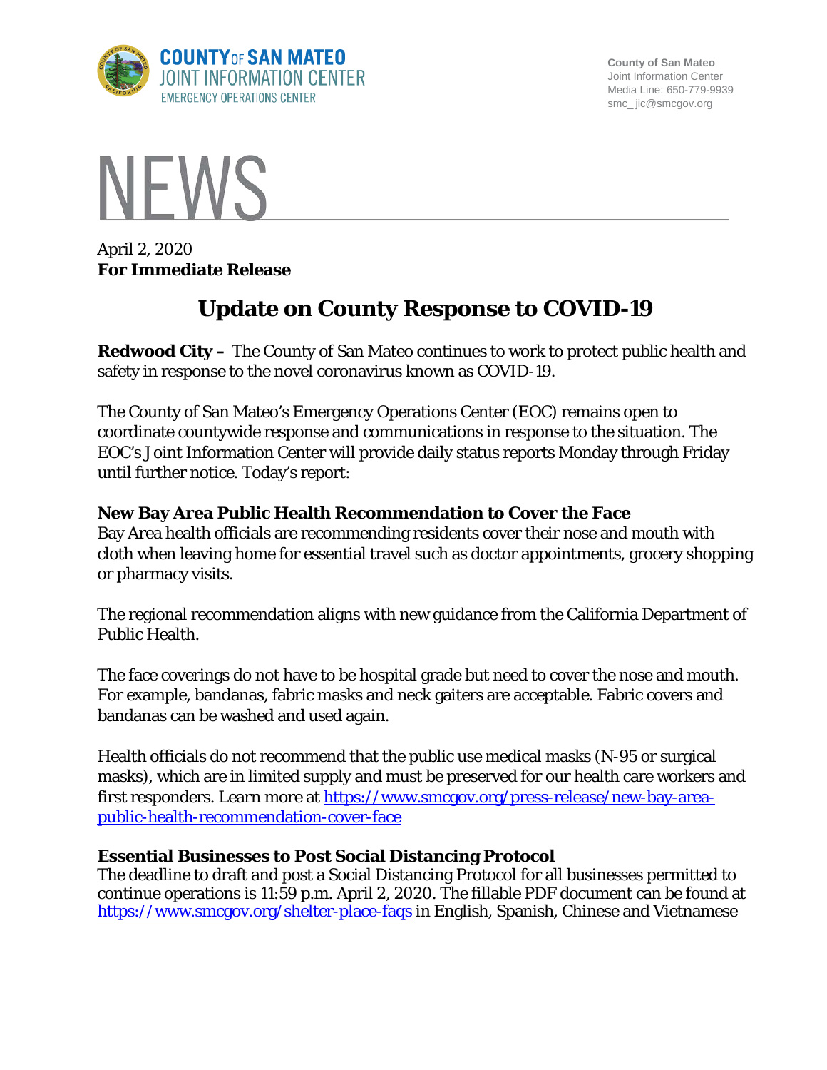**COUNTY OF SAN MATEO**
**JOINT INFORMATION CENTER**
EMERGENCY OPERATIONS CENTER

**County of San Mateo**
Joint Information Center
Media Line: 650-779-9939
smc_ jic@smcgov.org

# NEWS

April 2, 2020
**For Immediate Release**

## Update on County Response to COVID-19

**Redwood City –** The County of San Mateo continues to work to protect public health and safety in response to the novel coronavirus known as COVID-19.

The County of San Mateo's Emergency Operations Center (EOC) remains open to coordinate countywide response and communications in response to the situation. The EOC's Joint Information Center will provide daily status reports Monday through Friday until further notice. Today's report:

### New Bay Area Public Health Recommendation to Cover the Face

Bay Area health officials are recommending residents cover their nose and mouth with cloth when leaving home for essential travel such as doctor appointments, grocery shopping or pharmacy visits.

The regional recommendation aligns with new guidance from the California Department of Public Health.

The face coverings do not have to be hospital grade but need to cover the nose and mouth. For example, bandanas, fabric masks and neck gaiters are acceptable. Fabric covers and bandanas can be washed and used again.

Health officials do not recommend that the public use medical masks (N-95 or surgical masks), which are in limited supply and must be preserved for our health care workers and first responders. Learn more at https://www.smcgov.org/press-release/new-bay-area-public-health-recommendation-cover-face

### Essential Businesses to Post Social Distancing Protocol

The deadline to draft and post a Social Distancing Protocol for all businesses permitted to continue operations is 11:59 p.m. April 2, 2020. The fillable PDF document can be found at https://www.smcgov.org/shelter-place-faqs in English, Spanish, Chinese and Vietnamese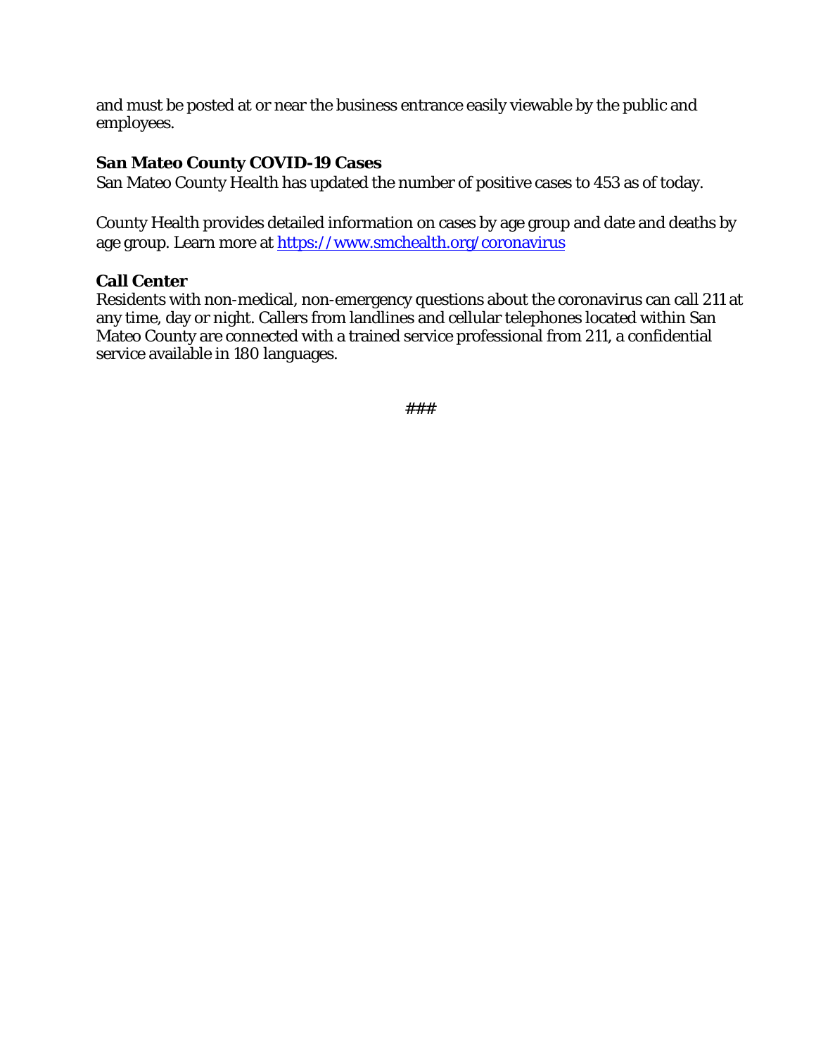and must be posted at or near the business entrance easily viewable by the public and employees.

**San Mateo County COVID-19 Cases**

San Mateo County Health has updated the number of positive cases to 453 as of today.

County Health provides detailed information on cases by age group and date and deaths by age group. Learn more at [https://www.smchealth.org/coronavirus](https://www.smchealth.org/coronavirus)

**Call Center**

Residents with non-medical, non-emergency questions about the coronavirus can call 211 at any time, day or night. Callers from landlines and cellular telephones located within San Mateo County are connected with a trained service professional from 211, a confidential service available in 180 languages.

###